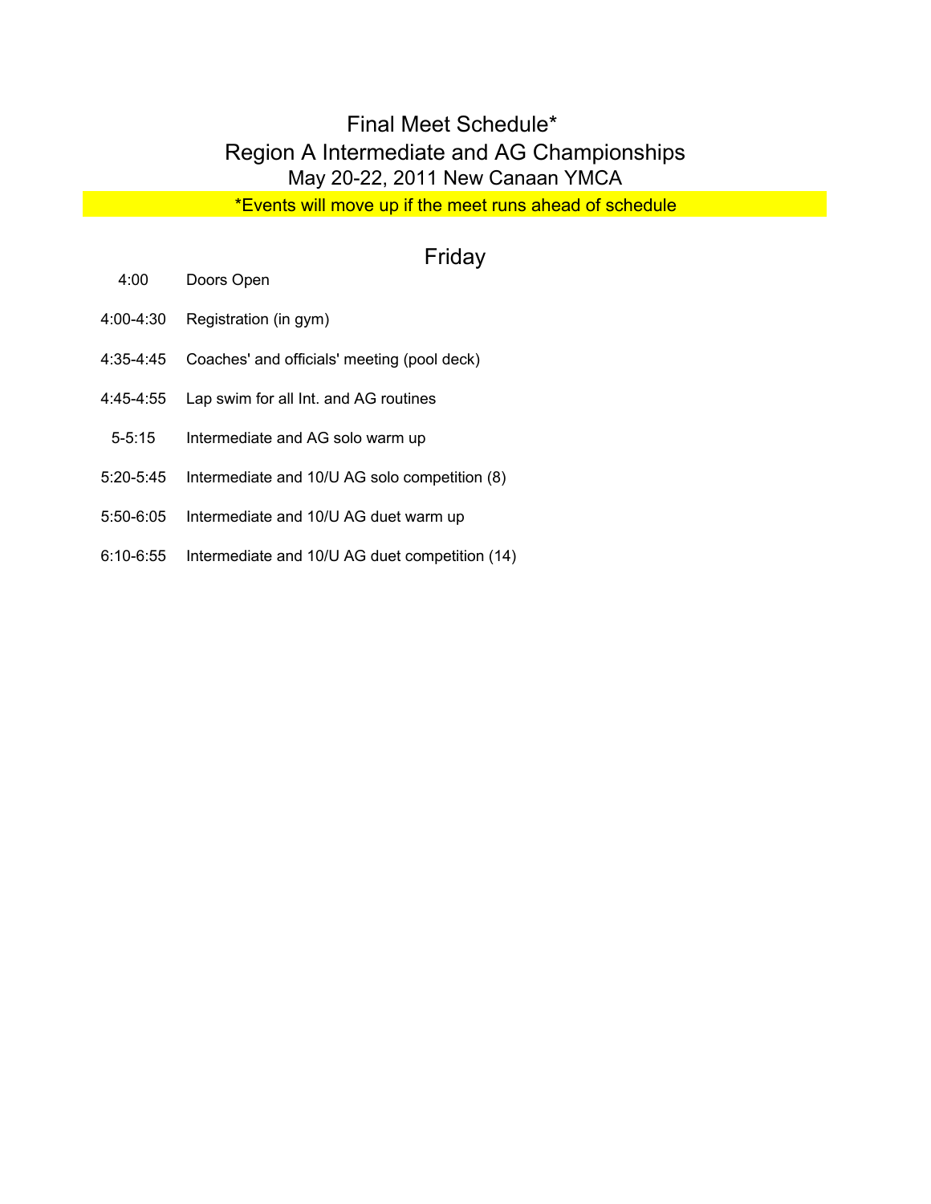# Final Meet Schedule*

## Region A Intermediate and AG Championships

### May 20-22, 2011 New Canaan YMCA

*Events will move up if the meet runs ahead of schedule

## Friday

| | |
|---|---|
| 4:00 | Doors Open |
| 4:00-4:30 | Registration (in gym) |
| 4:35-4:45 | Coaches' and officials' meeting (pool deck) |
| 4:45-4:55 | Lap swim for all Int. and AG routines |
| 5-5:15 | Intermediate and AG solo warm up |
| 5:20-5:45 | Intermediate and 10/U AG solo competition (8) |
| 5:50-6:05 | Intermediate and 10/U AG duet warm up |
| 6:10-6:55 | Intermediate and 10/U AG duet competition (14) |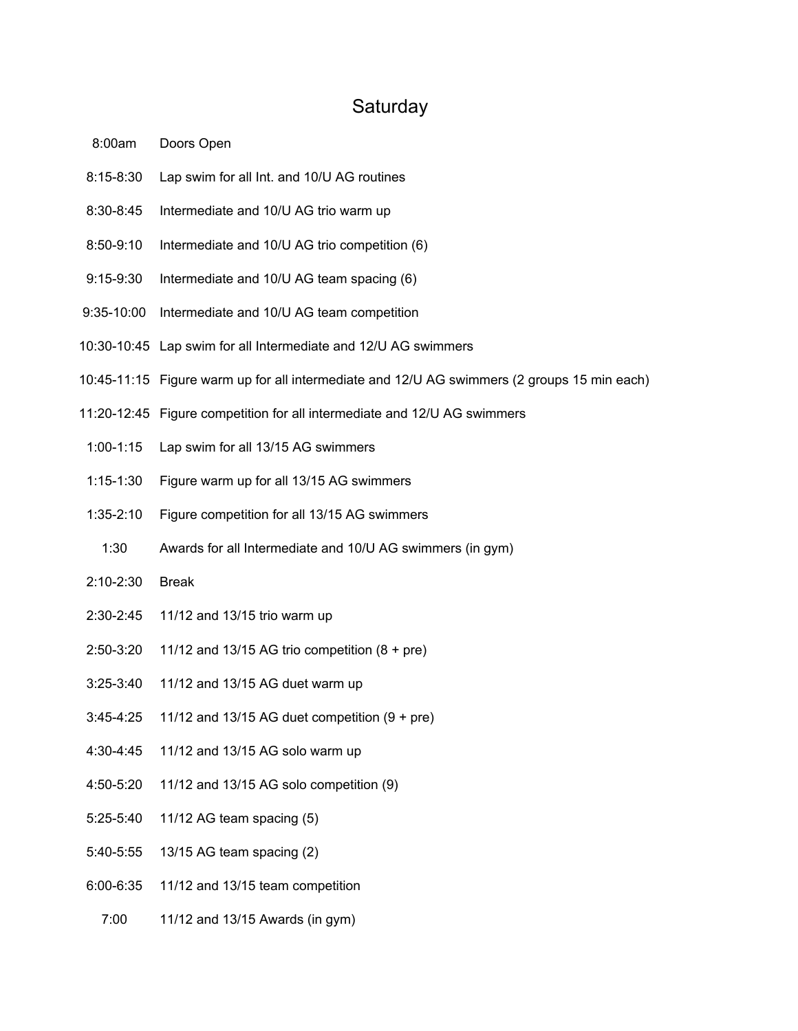# Saturday

| | |
|---|---|
| 8:00am | Doors Open |
| 8:15-8:30 | Lap swim for all Int. and 10/U AG routines |
| 8:30-8:45 | Intermediate and 10/U AG trio warm up |
| 8:50-9:10 | Intermediate and 10/U AG trio competition (6) |
| 9:15-9:30 | Intermediate and 10/U AG team spacing (6) |
| 9:35-10:00 | Intermediate and 10/U AG team competition |
| 10:30-10:45 | Lap swim for all Intermediate and 12/U AG swimmers |
| 10:45-11:15 | Figure warm up for all intermediate and 12/U AG swimmers (2 groups 15 min each) |
| 11:20-12:45 | Figure competition for all intermediate and 12/U AG swimmers |
| 1:00-1:15 | Lap swim for all 13/15 AG swimmers |
| 1:15-1:30 | Figure warm up for all 13/15 AG swimmers |
| 1:35-2:10 | Figure competition for all 13/15 AG swimmers |
| 1:30 | Awards for all Intermediate and 10/U AG swimmers (in gym) |
| 2:10-2:30 | Break |
| 2:30-2:45 | 11/12 and 13/15 trio warm up |
| 2:50-3:20 | 11/12 and 13/15 AG trio competition (8 + pre) |
| 3:25-3:40 | 11/12 and 13/15 AG duet warm up |
| 3:45-4:25 | 11/12 and 13/15 AG duet competition (9 + pre) |
| 4:30-4:45 | 11/12 and 13/15 AG solo warm up |
| 4:50-5:20 | 11/12 and 13/15 AG solo competition (9) |
| 5:25-5:40 | 11/12 AG team spacing (5) |
| 5:40-5:55 | 13/15 AG team spacing (2) |
| 6:00-6:35 | 11/12 and 13/15 team competition |
| 7:00 | 11/12 and 13/15 Awards (in gym) |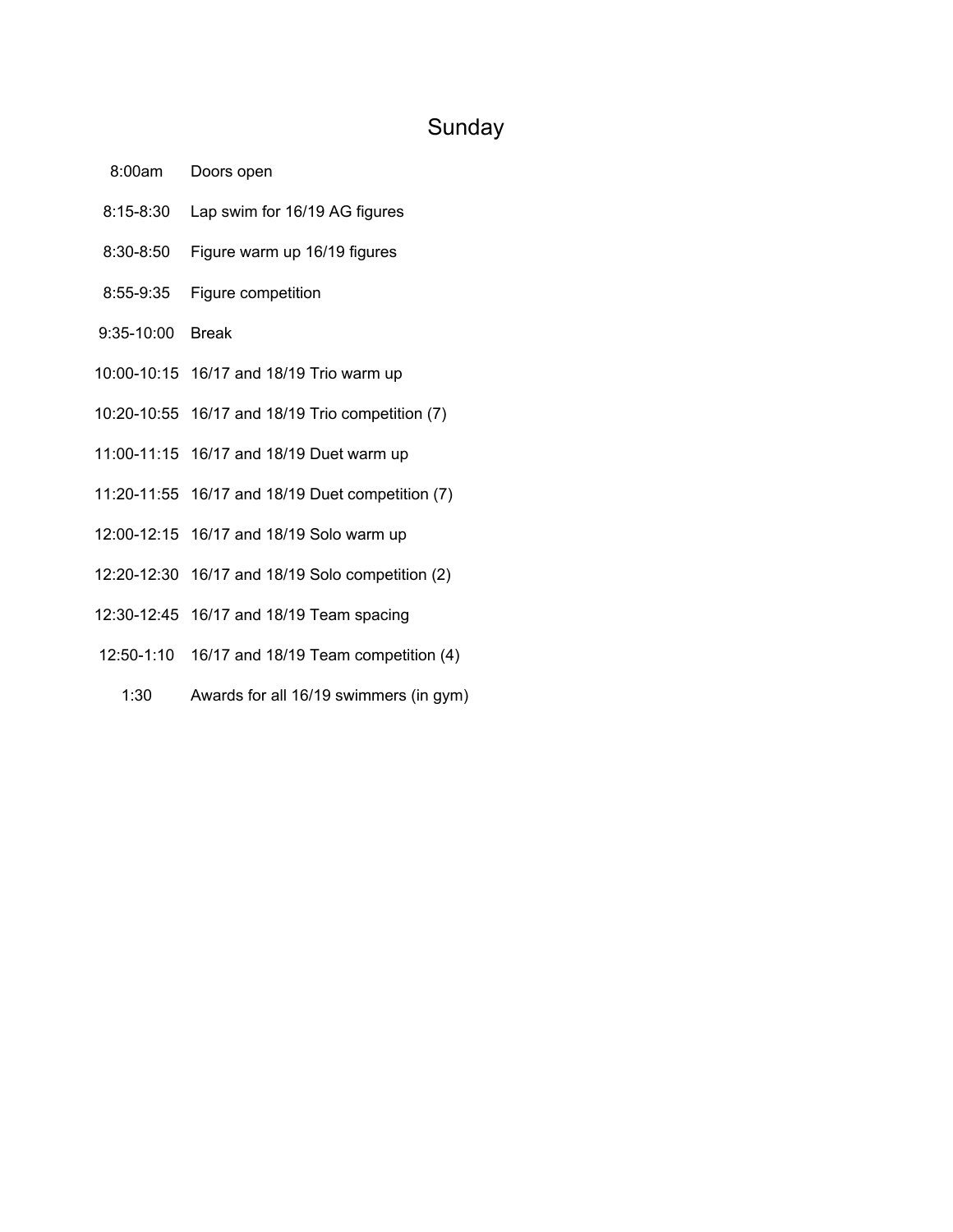# Sunday

| | |
|---|---|
| 8:00am | Doors open |
| 8:15-8:30 | Lap swim for 16/19 AG figures |
| 8:30-8:50 | Figure warm up 16/19 figures |
| 8:55-9:35 | Figure competition |
| 9:35-10:00 | Break |
| 10:00-10:15 | 16/17 and 18/19 Trio warm up |
| 10:20-10:55 | 16/17 and 18/19 Trio competition (7) |
| 11:00-11:15 | 16/17 and 18/19 Duet warm up |
| 11:20-11:55 | 16/17 and 18/19 Duet competition (7) |
| 12:00-12:15 | 16/17 and 18/19 Solo warm up |
| 12:20-12:30 | 16/17 and 18/19 Solo competition (2) |
| 12:30-12:45 | 16/17 and 18/19 Team spacing |
| 12:50-1:10 | 16/17 and 18/19 Team competition (4) |
| 1:30 | Awards for all 16/19 swimmers (in gym) |